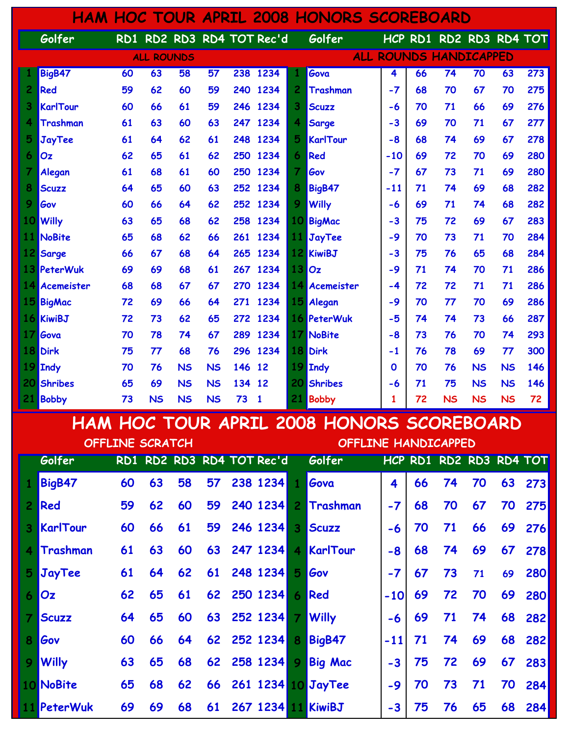# HAM HOC TOUR APRIL 2008 HONORS SCOREBOARD

## ALL ROUNDS

| | Golfer | RD1 | RD2 | RD3 | RD4 | TOT | Rec'd |
|---|---|---|---|---|---|---|---|
| 1 | BigB47 | 60 | 63 | 58 | 57 | 238 | 1234 |
| 2 | Red | 59 | 62 | 60 | 59 | 240 | 1234 |
| 3 | KarlTour | 60 | 66 | 61 | 59 | 246 | 1234 |
| 4 | Trashman | 61 | 63 | 60 | 63 | 247 | 1234 |
| 5 | JayTee | 61 | 64 | 62 | 61 | 248 | 1234 |
| 6 | Oz | 62 | 65 | 61 | 62 | 250 | 1234 |
| 7 | Alegan | 61 | 68 | 61 | 60 | 250 | 1234 |
| 8 | Scuzz | 64 | 65 | 60 | 63 | 252 | 1234 |
| 9 | Gov | 60 | 66 | 64 | 62 | 252 | 1234 |
| 10 | Willy | 63 | 65 | 68 | 62 | 258 | 1234 |
| 11 | NoBite | 65 | 68 | 62 | 66 | 261 | 1234 |
| 12 | Sarge | 66 | 67 | 68 | 64 | 265 | 1234 |
| 13 | PeterWuk | 69 | 69 | 68 | 61 | 267 | 1234 |
| 14 | Acemeister | 68 | 68 | 67 | 67 | 270 | 1234 |
| 15 | BigMac | 72 | 69 | 66 | 64 | 271 | 1234 |
| 16 | KiwiBJ | 72 | 73 | 62 | 65 | 272 | 1234 |
| 17 | Gova | 70 | 78 | 74 | 67 | 289 | 1234 |
| 18 | Dirk | 75 | 77 | 68 | 76 | 296 | 1234 |
| 19 | Indy | 70 | 76 | NS | NS | 146 | 12 |
| 20 | Shribes | 65 | 69 | NS | NS | 134 | 12 |
| 21 | Bobby | 73 | NS | NS | NS | 73 | 1 |

## ALL ROUNDS HANDICAPPED

| | Golfer | HCP | RD1 | RD2 | RD3 | RD4 | TOT |
|---|---|---|---|---|---|---|---|
| 1 | Gova | 4 | 66 | 74 | 70 | 63 | 273 |
| 2 | Trashman | -7 | 68 | 70 | 67 | 70 | 275 |
| 3 | Scuzz | -6 | 70 | 71 | 66 | 69 | 276 |
| 4 | Sarge | -3 | 69 | 70 | 71 | 67 | 277 |
| 5 | KarlTour | -8 | 68 | 74 | 69 | 67 | 278 |
| 6 | Red | -10 | 69 | 72 | 70 | 69 | 280 |
| 7 | Gov | -7 | 67 | 73 | 71 | 69 | 280 |
| 8 | BigB47 | -11 | 71 | 74 | 69 | 68 | 282 |
| 9 | Willy | -6 | 69 | 71 | 74 | 68 | 282 |
| 10 | BigMac | -3 | 75 | 72 | 69 | 67 | 283 |
| 11 | JayTee | -9 | 70 | 73 | 71 | 70 | 284 |
| 12 | KiwiBJ | -3 | 75 | 76 | 65 | 68 | 284 |
| 13 | Oz | -9 | 71 | 74 | 70 | 71 | 286 |
| 14 | Acemeister | -4 | 72 | 72 | 71 | 71 | 286 |
| 15 | Alegan | -9 | 70 | 77 | 70 | 69 | 286 |
| 16 | PeterWuk | -5 | 74 | 74 | 73 | 66 | 287 |
| 17 | NoBite | -8 | 73 | 76 | 70 | 74 | 293 |
| 18 | Dirk | -1 | 76 | 78 | 69 | 77 | 300 |
| 19 | Indy | 0 | 70 | 76 | NS | NS | 146 |
| 20 | Shribes | -6 | 71 | 75 | NS | NS | 146 |
| 21 | Bobby | 1 | 72 | NS | NS | NS | 72 |

# HAM HOC TOUR APRIL 2008 HONORS SCOREBOARD

## OFFLINE SCRATCH

| | Golfer | RD1 | RD2 | RD3 | RD4 | TOT | Rec'd |
|---|---|---|---|---|---|---|---|
| 1 | BigB47 | 60 | 63 | 58 | 57 | 238 | 1234 |
| 2 | Red | 59 | 62 | 60 | 59 | 240 | 1234 |
| 3 | KarlTour | 60 | 66 | 61 | 59 | 246 | 1234 |
| 4 | Trashman | 61 | 63 | 60 | 63 | 247 | 1234 |
| 5 | JayTee | 61 | 64 | 62 | 61 | 248 | 1234 |
| 6 | Oz | 62 | 65 | 61 | 62 | 250 | 1234 |
| 7 | Scuzz | 64 | 65 | 60 | 63 | 252 | 1234 |
| 8 | Gov | 60 | 66 | 64 | 62 | 252 | 1234 |
| 9 | Willy | 63 | 65 | 68 | 62 | 258 | 1234 |
| 10 | NoBite | 65 | 68 | 62 | 66 | 261 | 1234 |
| 11 | PeterWuk | 69 | 69 | 68 | 61 | 267 | 1234 |

## OFFLINE HANDICAPPED

| | Golfer | HCP | RD1 | RD2 | RD3 | RD4 | TOT |
|---|---|---|---|---|---|---|---|
| 1 | Gova | 4 | 66 | 74 | 70 | 63 | 273 |
| 2 | Trashman | -7 | 68 | 70 | 67 | 70 | 275 |
| 3 | Scuzz | -6 | 70 | 71 | 66 | 69 | 276 |
| 4 | KarlTour | -8 | 68 | 74 | 69 | 67 | 278 |
| 5 | Gov | -7 | 67 | 73 | 71 | 69 | 280 |
| 6 | Red | -10 | 69 | 72 | 70 | 69 | 280 |
| 7 | Willy | -6 | 69 | 71 | 74 | 68 | 282 |
| 8 | BigB47 | -11 | 71 | 74 | 69 | 68 | 282 |
| 9 | Big Mac | -3 | 75 | 72 | 69 | 67 | 283 |
| 10 | JayTee | -9 | 70 | 73 | 71 | 70 | 284 |
| 11 | KiwiBJ | -3 | 75 | 76 | 65 | 68 | 284 |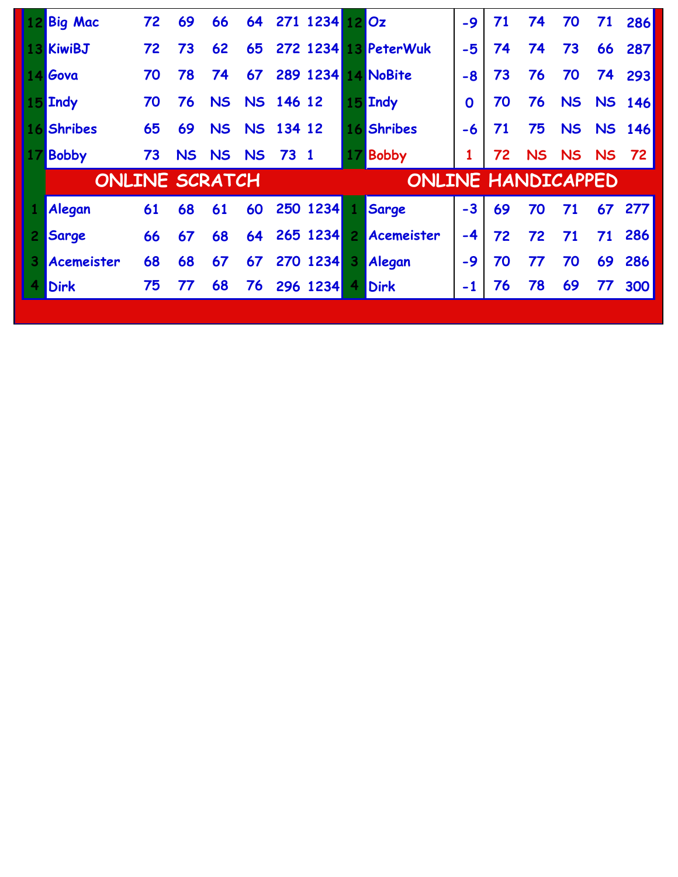| | | | | | | | |
|---|---|---|---|---|---|---|---|
| 12 | Big Mac | 72 | 69 | 66 | 64 | 271 | 1234 |
| 13 | KiwiBJ | 72 | 73 | 62 | 65 | 272 | 1234 |
| 14 | Gova | 70 | 78 | 74 | 67 | 289 | 1234 |
| 15 | Indy | 70 | 76 | NS | NS | 146 | 12 |
| 16 | Shribes | 65 | 69 | NS | NS | 134 | 12 |
| 17 | Bobby | 73 | NS | NS | NS | 73 | 1 |

| | | | | | | | |
|---|---|---|---|---|---|---|---|
| 12 | Oz | -9 | 71 | 74 | 70 | 71 | 286 |
| 13 | PeterWuk | -5 | 74 | 74 | 73 | 66 | 287 |
| 14 | NoBite | -8 | 73 | 76 | 70 | 74 | 293 |
| 15 | Indy | 0 | 70 | 76 | NS | NS | 146 |
| 16 | Shribes | -6 | 71 | 75 | NS | NS | 146 |
| 17 | Bobby | 1 | 72 | NS | NS | NS | 72 |

## ONLINE SCRATCH

| | | | | | | | |
|---|---|---|---|---|---|---|---|
| 1 | Alegan | 61 | 68 | 61 | 60 | 250 | 1234 |
| 2 | Sarge | 66 | 67 | 68 | 64 | 265 | 1234 |
| 3 | Acemeister | 68 | 68 | 67 | 67 | 270 | 1234 |
| 4 | Dirk | 75 | 77 | 68 | 76 | 296 | 1234 |

## ONLINE HANDICAPPED

| | | | | | | | |
|---|---|---|---|---|---|---|---|
| 1 | Sarge | -3 | 69 | 70 | 71 | 67 | 277 |
| 2 | Acemeister | -4 | 72 | 72 | 71 | 71 | 286 |
| 3 | Alegan | -9 | 70 | 77 | 70 | 69 | 286 |
| 4 | Dirk | -1 | 76 | 78 | 69 | 77 | 300 |